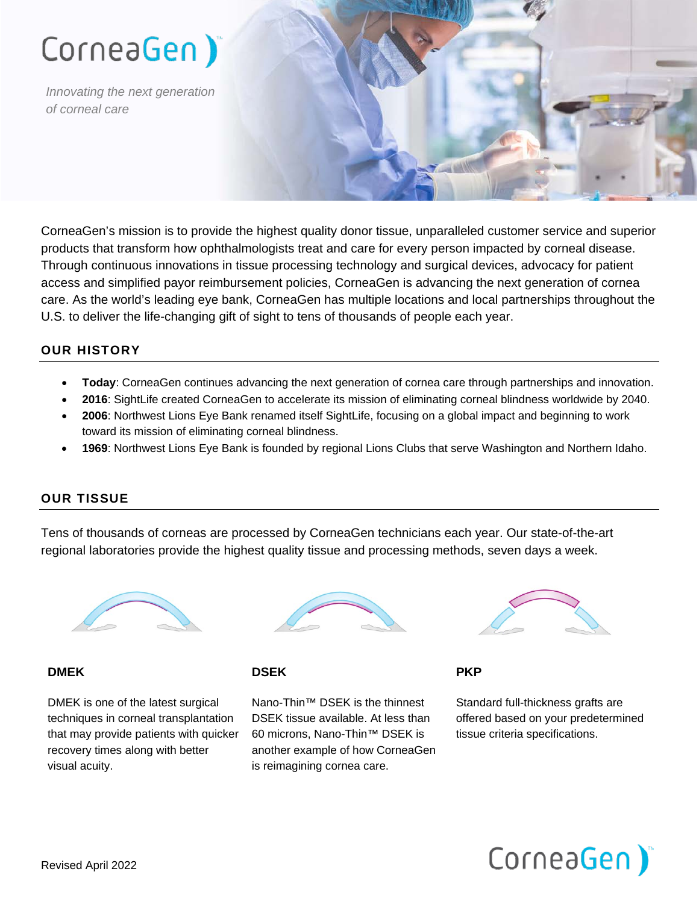# CorneaGen

*Innovating the next generation of corneal care*

CorneaGen's mission is to provide the highest quality donor tissue, unparalleled customer service and superior products that transform how ophthalmologists treat and care for every person impacted by corneal disease. Through continuous innovations in tissue processing technology and surgical devices, advocacy for patient access and simplified payor reimbursement policies, CorneaGen is advancing the next generation of cornea care. As the world's leading eye bank, CorneaGen has multiple locations and local partnerships throughout the U.S. to deliver the life-changing gift of sight to tens of thousands of people each year.

## OUR HISTORY

- **Today**: CorneaGen continues advancing the next generation of cornea care through partnerships and innovation.
- **2016**: SightLife created CorneaGen to accelerate its mission of eliminating corneal blindness worldwide by 2040.
- **2006**: Northwest Lions Eye Bank renamed itself SightLife, focusing on a global impact and beginning to work toward its mission of eliminating corneal blindness.
- **1969**: Northwest Lions Eye Bank is founded by regional Lions Clubs that serve Washington and Northern Idaho.

## OUR TISSUE

Tens of thousands of corneas are processed by CorneaGen technicians each year. Our state-of-the-art regional laboratories provide the highest quality tissue and processing methods, seven days a week.

### DMEK

DMEK is one of the latest surgical techniques in corneal transplantation that may provide patients with quicker recovery times along with better visual acuity.

### DSEK

Nano-Thin™ DSEK is the thinnest DSEK tissue available. At less than 60 microns, Nano-Thin™ DSEK is another example of how CorneaGen is reimagining cornea care.

### PKP

Standard full-thickness grafts are offered based on your predetermined tissue criteria specifications.

Revised April 2022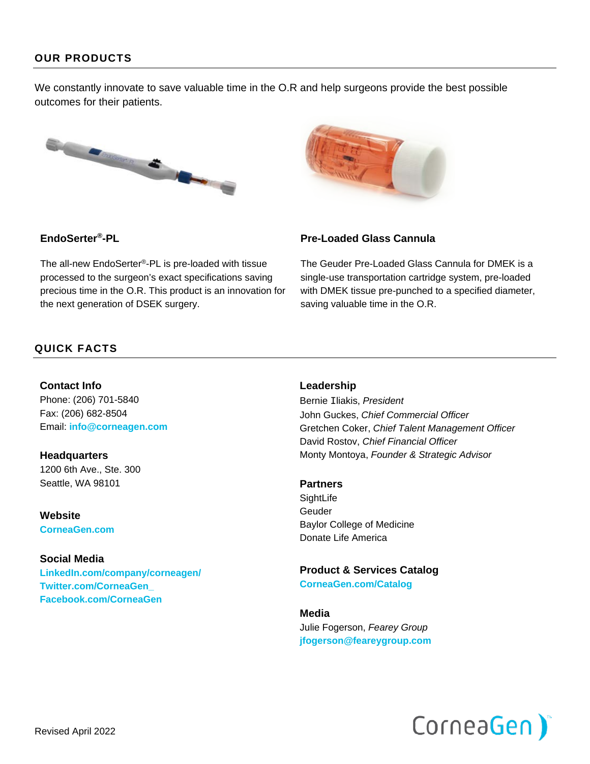## OUR PRODUCTS

We constantly innovate to save valuable time in the O.R and help surgeons provide the best possible outcomes for their patients.

### EndoSerter®-PL

The all-new EndoSerter®-PL is pre-loaded with tissue processed to the surgeon's exact specifications saving precious time in the O.R. This product is an innovation for the next generation of DSEK surgery.

### Pre-Loaded Glass Cannula

The Geuder Pre-Loaded Glass Cannula for DMEK is a single-use transportation cartridge system, pre-loaded with DMEK tissue pre-punched to a specified diameter, saving valuable time in the O.R.

## QUICK FACTS

### Contact Info

Phone: (206) 701-5840
Fax: (206) 682-8504
Email: **info@corneagen.com**

### Headquarters

1200 6th Ave., Ste. 300
Seattle, WA 98101

### Website

**CorneaGen.com**

### Social Media

**LinkedIn.com/company/corneagen/**
**Twitter.com/CorneaGen_**
**Facebook.com/CorneaGen**

### Leadership

Bernie Iliakis, *President*
John Guckes, *Chief Commercial Officer*
Gretchen Coker, *Chief Talent Management Officer*
David Rostov, *Chief Financial Officer*
Monty Montoya, *Founder & Strategic Advisor*

### Partners

SightLife
Geuder
Baylor College of Medicine
Donate Life America

### Product & Services Catalog

**CorneaGen.com/Catalog**

### Media

Julie Fogerson, *Fearey Group*
**jfogerson@feareygroup.com**

Revised April 2022

CorneaGen